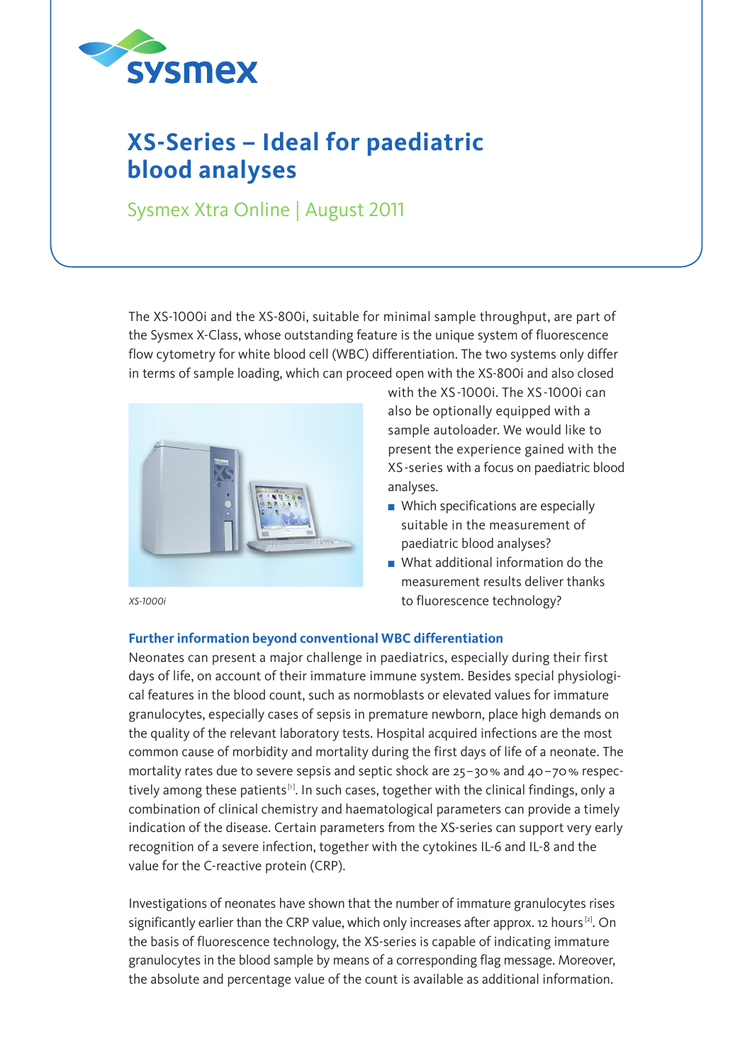# XS-Series – Ideal for paediatric blood analyses

Sysmex Xtra Online | August 2011

The XS-1000i and the XS-800i, suitable for minimal sample throughput, are part of the Sysmex X-Class, whose outstanding feature is the unique system of fluorescence flow cytometry for white blood cell (WBC) differentiation. The two systems only differ in terms of sample loading, which can proceed open with the XS-800i and also closed with the XS-1000i. The XS-1000i can also be optionally equipped with a sample autoloader. We would like to present the experience gained with the XS-series with a focus on paediatric blood analyses.

- Which specifications are especially suitable in the measurement of paediatric blood analyses?
- What additional information do the measurement results deliver thanks to fluorescence technology?

*XS-1000i*

### Further information beyond conventional WBC differentiation

Neonates can present a major challenge in paediatrics, especially during their first days of life, on account of their immature immune system. Besides special physiological features in the blood count, such as normoblasts or elevated values for immature granulocytes, especially cases of sepsis in premature newborn, place high demands on the quality of the relevant laboratory tests. Hospital acquired infections are the most common cause of morbidity and mortality during the first days of life of a neonate. The mortality rates due to severe sepsis and septic shock are 25–30 % and 40–70 % respectively among these patients[1]. In such cases, together with the clinical findings, only a combination of clinical chemistry and haematological parameters can provide a timely indication of the disease. Certain parameters from the XS-series can support very early recognition of a severe infection, together with the cytokines IL-6 and IL-8 and the value for the C-reactive protein (CRP).

Investigations of neonates have shown that the number of immature granulocytes rises significantly earlier than the CRP value, which only increases after approx. 12 hours[2]. On the basis of fluorescence technology, the XS-series is capable of indicating immature granulocytes in the blood sample by means of a corresponding flag message. Moreover, the absolute and percentage value of the count is available as additional information.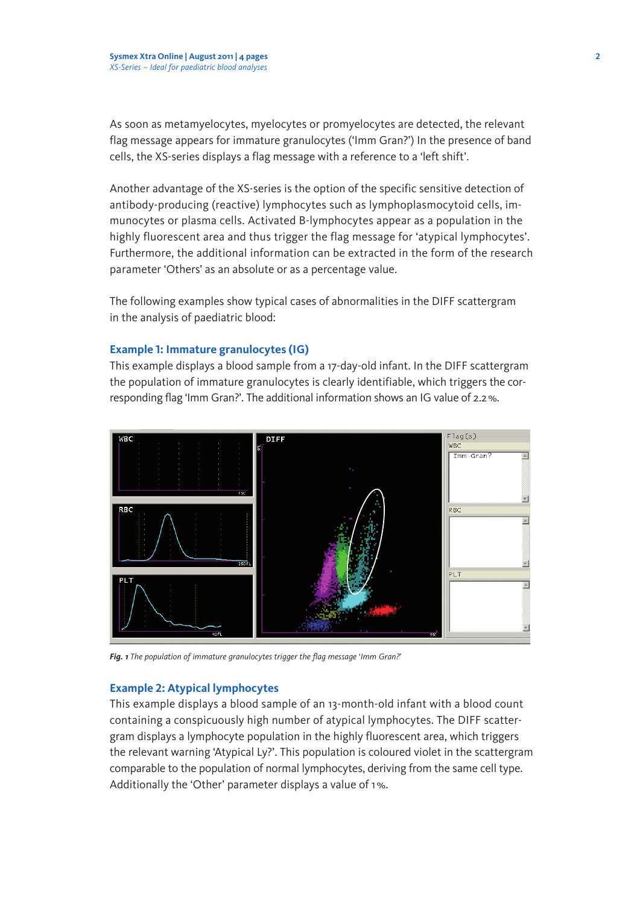As soon as metamyelocytes, myelocytes or promyelocytes are detected, the relevant flag message appears for immature granulocytes ('Imm Gran?') In the presence of band cells, the XS-series displays a flag message with a reference to a 'left shift'.

Another advantage of the XS-series is the option of the specific sensitive detection of antibody-producing (reactive) lymphocytes such as lymphoplasmocytoid cells, immunocytes or plasma cells. Activated B-lymphocytes appear as a population in the highly fluorescent area and thus trigger the flag message for 'atypical lymphocytes'. Furthermore, the additional information can be extracted in the form of the research parameter 'Others' as an absolute or as a percentage value.

The following examples show typical cases of abnormalities in the DIFF scattergram in the analysis of paediatric blood:

### Example 1: Immature granulocytes (IG)

This example displays a blood sample from a 17-day-old infant. In the DIFF scattergram the population of immature granulocytes is clearly identifiable, which triggers the corresponding flag 'Imm Gran?'. The additional information shows an IG value of 2.2 %.

***Fig. 1*** *The population of immature granulocytes trigger the flag message 'Imm Gran?'*

### Example 2: Atypical lymphocytes

This example displays a blood sample of an 13-month-old infant with a blood count containing a conspicuously high number of atypical lymphocytes. The DIFF scattergram displays a lymphocyte population in the highly fluorescent area, which triggers the relevant warning 'Atypical Ly?'. This population is coloured violet in the scattergram comparable to the population of normal lymphocytes, deriving from the same cell type. Additionally the 'Other' parameter displays a value of 1 %.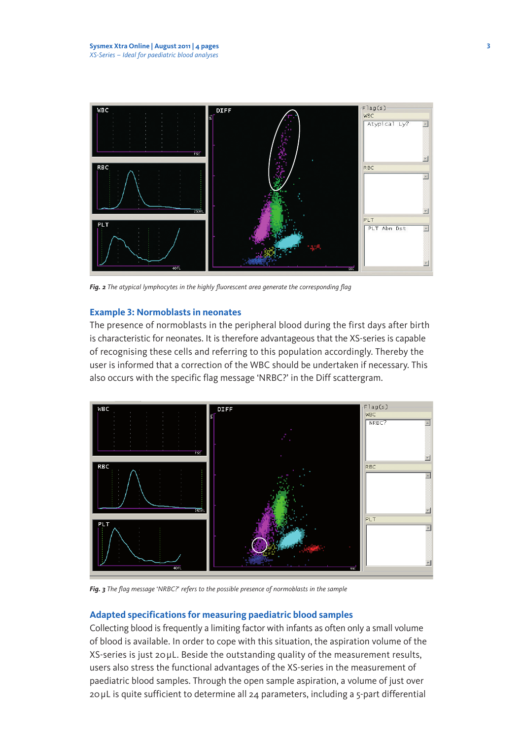*Fig. 2* The atypical lymphocytes in the highly fluorescent area generate the corresponding flag

## Example 3: Normoblasts in neonates

The presence of normoblasts in the peripheral blood during the first days after birth is characteristic for neonates. It is therefore advantageous that the XS-series is capable of recognising these cells and referring to this population accordingly. Thereby the user is informed that a correction of the WBC should be undertaken if necessary. This also occurs with the specific flag message 'NRBC?' in the Diff scattergram.

*Fig. 3* The flag message 'NRBC?' refers to the possible presence of normoblasts in the sample

## Adapted specifications for measuring paediatric blood samples

Collecting blood is frequently a limiting factor with infants as often only a small volume of blood is available. In order to cope with this situation, the aspiration volume of the XS-series is just 20 µL. Beside the outstanding quality of the measurement results, users also stress the functional advantages of the XS-series in the measurement of paediatric blood samples. Through the open sample aspiration, a volume of just over 20 µL is quite sufficient to determine all 24 parameters, including a 5-part differential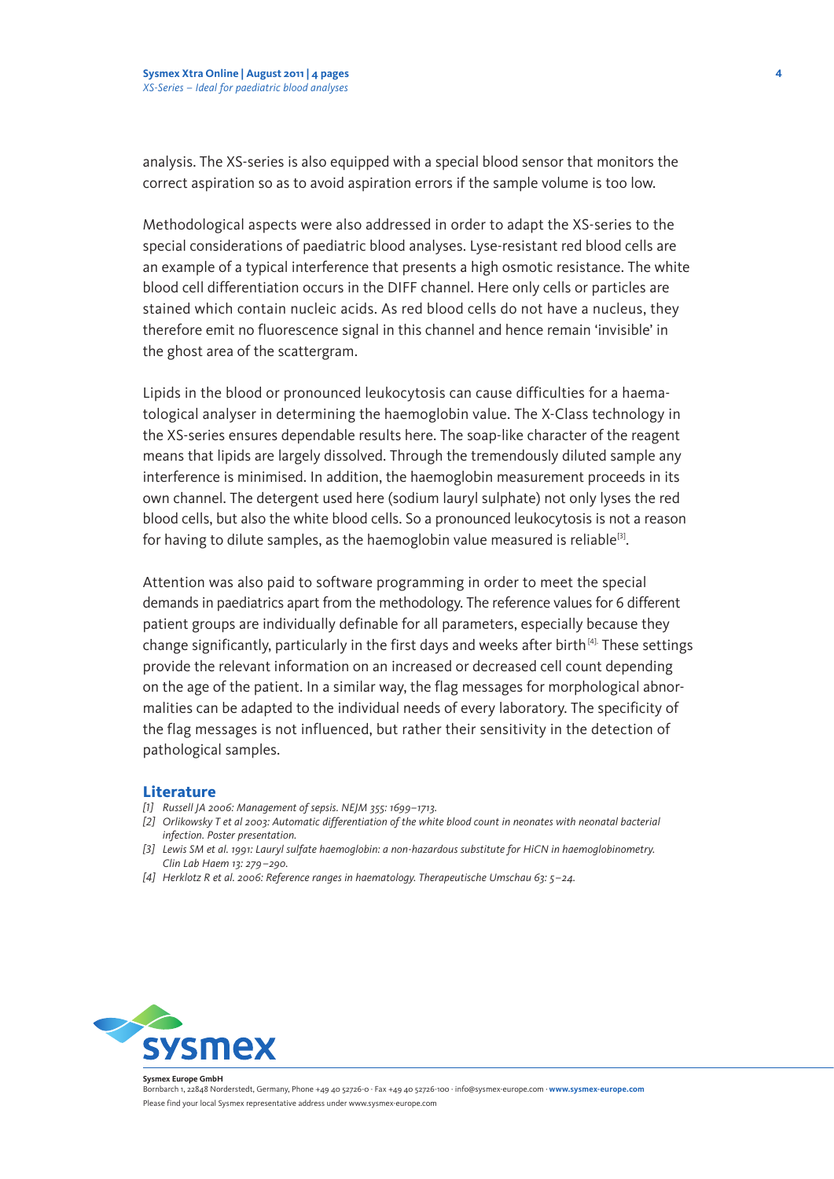analysis. The XS-series is also equipped with a special blood sensor that monitors the correct aspiration so as to avoid aspiration errors if the sample volume is too low.

Methodological aspects were also addressed in order to adapt the XS-series to the special considerations of paediatric blood analyses. Lyse-resistant red blood cells are an example of a typical interference that presents a high osmotic resistance. The white blood cell differentiation occurs in the DIFF channel. Here only cells or particles are stained which contain nucleic acids. As red blood cells do not have a nucleus, they therefore emit no fluorescence signal in this channel and hence remain 'invisible' in the ghost area of the scattergram.

Lipids in the blood or pronounced leukocytosis can cause difficulties for a haematological analyser in determining the haemoglobin value. The X-Class technology in the XS-series ensures dependable results here. The soap-like character of the reagent means that lipids are largely dissolved. Through the tremendously diluted sample any interference is minimised. In addition, the haemoglobin measurement proceeds in its own channel. The detergent used here (sodium lauryl sulphate) not only lyses the red blood cells, but also the white blood cells. So a pronounced leukocytosis is not a reason for having to dilute samples, as the haemoglobin value measured is reliable[3].

Attention was also paid to software programming in order to meet the special demands in paediatrics apart from the methodology. The reference values for 6 different patient groups are individually definable for all parameters, especially because they change significantly, particularly in the first days and weeks after birth[4]. These settings provide the relevant information on an increased or decreased cell count depending on the age of the patient. In a similar way, the flag messages for morphological abnormalities can be adapted to the individual needs of every laboratory. The specificity of the flag messages is not influenced, but rather their sensitivity in the detection of pathological samples.

## Literature

*[1] Russell JA 2006: Management of sepsis. NEJM 355: 1699–1713.*

*[2] Orlikowsky T et al 2003: Automatic differentiation of the white blood count in neonates with neonatal bacterial infection. Poster presentation.*

*[3] Lewis SM et al. 1991: Lauryl sulfate haemoglobin: a non-hazardous substitute for HiCN in haemoglobinometry. Clin Lab Haem 13: 279–290.*

*[4] Herklotz R et al. 2006: Reference ranges in haematology. Therapeutische Umschau 63: 5–24.*

sysmex

**Sysmex Europe GmbH**
Bornbarch 1, 22848 Norderstedt, Germany, Phone +49 40 52726-0 · Fax +49 40 52726-100 · info@sysmex-europe.com · **www.sysmex-europe.com**
Please find your local Sysmex representative address under www.sysmex-europe.com